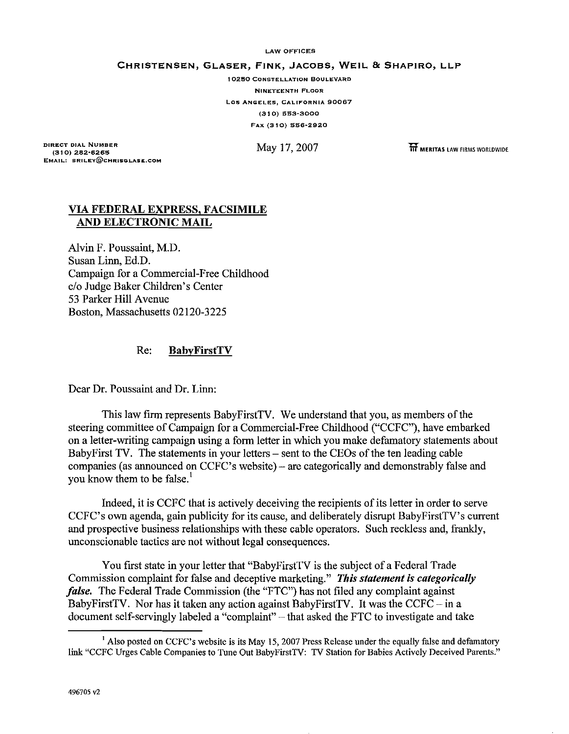LAW OFFICES

**CHRISTENSEN, GLASER, FINK, JACOBS, WEIL & SHAPIRO, LLP**

10250 CONSTELLATION BOULEVARD
NINETEENTH FLOOR
LOS ANGELES, CALIFORNIA 90067
(310) 553-3000
FAX (310) 556-2920

DIRECT DIAL NUMBER
(310) 282-6265
EMAIL: SRILEY@CHRISGLASE.COM

May 17, 2007

MERITAS LAW FIRMS WORLDWIDE

**VIA FEDERAL EXPRESS, FACSIMILE AND ELECTRONIC MAIL**

Alvin F. Poussaint, M.D.
Susan Linn, Ed.D.
Campaign for a Commercial-Free Childhood
c/o Judge Baker Children's Center
53 Parker Hill Avenue
Boston, Massachusetts 02120-3225

Re: **BabyFirstTV**

Dear Dr. Poussaint and Dr. Linn:

This law firm represents BabyFirstTV. We understand that you, as members of the steering committee of Campaign for a Commercial-Free Childhood ("CCFC"), have embarked on a letter-writing campaign using a form letter in which you make defamatory statements about BabyFirst TV. The statements in your letters – sent to the CEOs of the ten leading cable companies (as announced on CCFC's website) – are categorically and demonstrably false and you know them to be false.[1]

Indeed, it is CCFC that is actively deceiving the recipients of its letter in order to serve CCFC's own agenda, gain publicity for its cause, and deliberately disrupt BabyFirstTV's current and prospective business relationships with these cable operators. Such reckless and, frankly, unconscionable tactics are not without legal consequences.

You first state in your letter that "BabyFirstTV is the subject of a Federal Trade Commission complaint for false and deceptive marketing." ***This statement is categorically false.*** The Federal Trade Commission (the "FTC") has not filed any complaint against BabyFirstTV. Nor has it taken any action against BabyFirstTV. It was the CCFC – in a document self-servingly labeled a "complaint" – that asked the FTC to investigate and take

[1] Also posted on CCFC's website is its May 15, 2007 Press Release under the equally false and defamatory link "CCFC Urges Cable Companies to Tune Out BabyFirstTV: TV Station for Babies Actively Deceived Parents."

496705 v2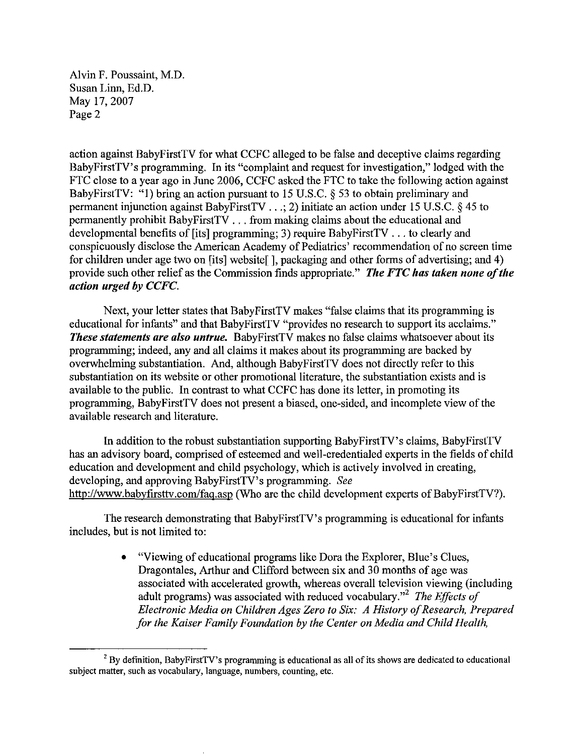action against BabyFirstTV for what CCFC alleged to be false and deceptive claims regarding BabyFirstTV's programming. In its "complaint and request for investigation," lodged with the FTC close to a year ago in June 2006, CCFC asked the FTC to take the following action against BabyFirstTV: "1) bring an action pursuant to 15 U.S.C. § 53 to obtain preliminary and permanent injunction against BabyFirstTV . . .; 2) initiate an action under 15 U.S.C. § 45 to permanently prohibit BabyFirstTV . . . from making claims about the educational and developmental benefits of [its] programming; 3) require BabyFirstTV . . . to clearly and conspicuously disclose the American Academy of Pediatrics' recommendation of no screen time for children under age two on [its] website[ ], packaging and other forms of advertising; and 4) provide such other relief as the Commission finds appropriate." ***The FTC has taken none of the action urged by CCFC.***

Next, your letter states that BabyFirstTV makes "false claims that its programming is educational for infants" and that BabyFirstTV "provides no research to support its acclaims." ***These statements are also untrue.*** BabyFirstTV makes no false claims whatsoever about its programming; indeed, any and all claims it makes about its programming are backed by overwhelming substantiation. And, although BabyFirstTV does not directly refer to this substantiation on its website or other promotional literature, the substantiation exists and is available to the public. In contrast to what CCFC has done its letter, in promoting its programming, BabyFirstTV does not present a biased, one-sided, and incomplete view of the available research and literature.

In addition to the robust substantiation supporting BabyFirstTV's claims, BabyFirstTV has an advisory board, comprised of esteemed and well-credentialed experts in the fields of child education and development and child psychology, which is actively involved in creating, developing, and approving BabyFirstTV's programming. *See* http://www.babyfirsttv.com/faq.asp (Who are the child development experts of BabyFirstTV?).

The research demonstrating that BabyFirstTV's programming is educational for infants includes, but is not limited to:

- "Viewing of educational programs like Dora the Explorer, Blue's Clues, Dragontales, Arthur and Clifford between six and 30 months of age was associated with accelerated growth, whereas overall television viewing (including adult programs) was associated with reduced vocabulary."[2] *The Effects of Electronic Media on Children Ages Zero to Six: A History of Research, Prepared for the Kaiser Family Foundation by the Center on Media and Child Health,*

[2] By definition, BabyFirstTV's programming is educational as all of its shows are dedicated to educational subject matter, such as vocabulary, language, numbers, counting, etc.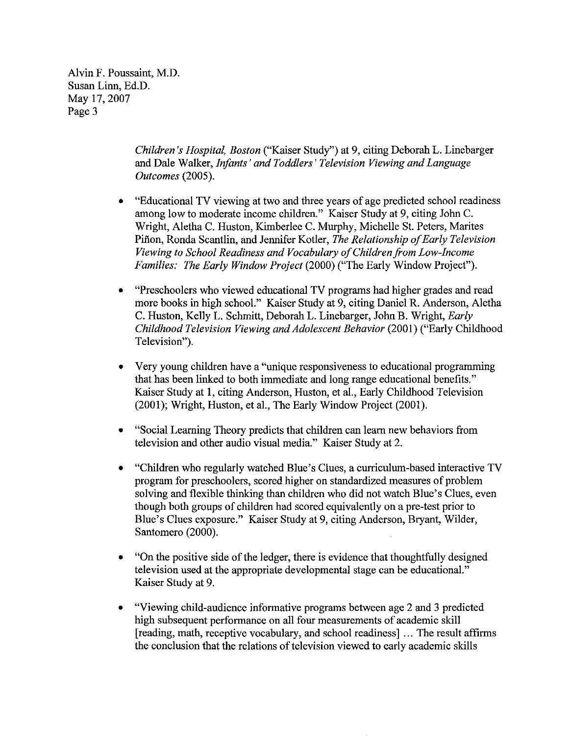*Children's Hospital, Boston* ("Kaiser Study") at 9, citing Deborah L. Linebarger and Dale Walker, *Infants' and Toddlers' Television Viewing and Language Outcomes* (2005).

- "Educational TV viewing at two and three years of age predicted school readiness among low to moderate income children." Kaiser Study at 9, citing John C. Wright, Aletha C. Huston, Kimberlee C. Murphy, Michelle St. Peters, Marites Piñon, Ronda Scantlin, and Jennifer Kotler, *The Relationship of Early Television Viewing to School Readiness and Vocabulary of Children from Low-Income Families: The Early Window Project* (2000) ("The Early Window Project").

- "Preschoolers who viewed educational TV programs had higher grades and read more books in high school." Kaiser Study at 9, citing Daniel R. Anderson, Aletha C. Huston, Kelly L. Schmitt, Deborah L. Linebarger, John B. Wright, *Early Childhood Television Viewing and Adolescent Behavior* (2001) ("Early Childhood Television").

- Very young children have a "unique responsiveness to educational programming that has been linked to both immediate and long range educational benefits." Kaiser Study at 1, citing Anderson, Huston, et al., Early Childhood Television (2001); Wright, Huston, et al., The Early Window Project (2001).

- "Social Learning Theory predicts that children can learn new behaviors from television and other audio visual media." Kaiser Study at 2.

- "Children who regularly watched Blue's Clues, a curriculum-based interactive TV program for preschoolers, scored higher on standardized measures of problem solving and flexible thinking than children who did not watch Blue's Clues, even though both groups of children had scored equivalently on a pre-test prior to Blue's Clues exposure." Kaiser Study at 9, citing Anderson, Bryant, Wilder, Santomero (2000).

- "On the positive side of the ledger, there is evidence that thoughtfully designed television used at the appropriate developmental stage can be educational." Kaiser Study at 9.

- "Viewing child-audience informative programs between age 2 and 3 predicted high subsequent performance on all four measurements of academic skill [reading, math, receptive vocabulary, and school readiness] ... The result affirms the conclusion that the relations of television viewed to early academic skills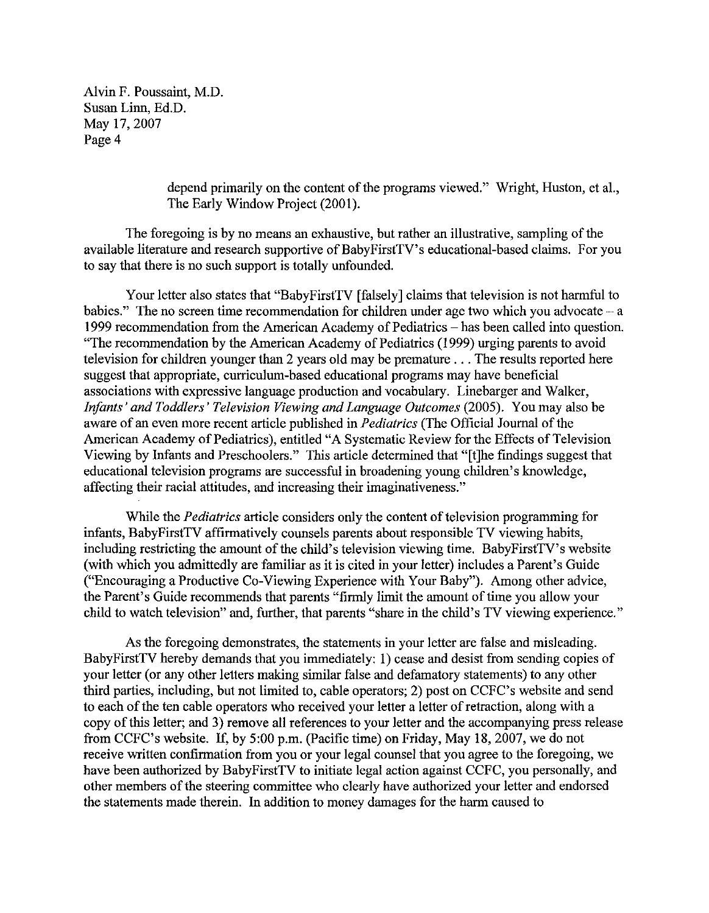depend primarily on the content of the programs viewed." Wright, Huston, et al., The Early Window Project (2001).

The foregoing is by no means an exhaustive, but rather an illustrative, sampling of the available literature and research supportive of BabyFirstTV's educational-based claims. For you to say that there is no such support is totally unfounded.

Your letter also states that "BabyFirstTV [falsely] claims that television is not harmful to babies." The no screen time recommendation for children under age two which you advocate – a 1999 recommendation from the American Academy of Pediatrics – has been called into question. "The recommendation by the American Academy of Pediatrics (1999) urging parents to avoid television for children younger than 2 years old may be premature . . . The results reported here suggest that appropriate, curriculum-based educational programs may have beneficial associations with expressive language production and vocabulary. Linebarger and Walker, *Infants' and Toddlers' Television Viewing and Language Outcomes* (2005). You may also be aware of an even more recent article published in *Pediatrics* (The Official Journal of the American Academy of Pediatrics), entitled "A Systematic Review for the Effects of Television Viewing by Infants and Preschoolers." This article determined that "[t]he findings suggest that educational television programs are successful in broadening young children's knowledge, affecting their racial attitudes, and increasing their imaginativeness."

While the *Pediatrics* article considers only the content of television programming for infants, BabyFirstTV affirmatively counsels parents about responsible TV viewing habits, including restricting the amount of the child's television viewing time. BabyFirstTV's website (with which you admittedly are familiar as it is cited in your letter) includes a Parent's Guide ("Encouraging a Productive Co-Viewing Experience with Your Baby"). Among other advice, the Parent's Guide recommends that parents "firmly limit the amount of time you allow your child to watch television" and, further, that parents "share in the child's TV viewing experience."

As the foregoing demonstrates, the statements in your letter are false and misleading. BabyFirstTV hereby demands that you immediately: 1) cease and desist from sending copies of your letter (or any other letters making similar false and defamatory statements) to any other third parties, including, but not limited to, cable operators; 2) post on CCFC's website and send to each of the ten cable operators who received your letter a letter of retraction, along with a copy of this letter; and 3) remove all references to your letter and the accompanying press release from CCFC's website. If, by 5:00 p.m. (Pacific time) on Friday, May 18, 2007, we do not receive written confirmation from you or your legal counsel that you agree to the foregoing, we have been authorized by BabyFirstTV to initiate legal action against CCFC, you personally, and other members of the steering committee who clearly have authorized your letter and endorsed the statements made therein. In addition to money damages for the harm caused to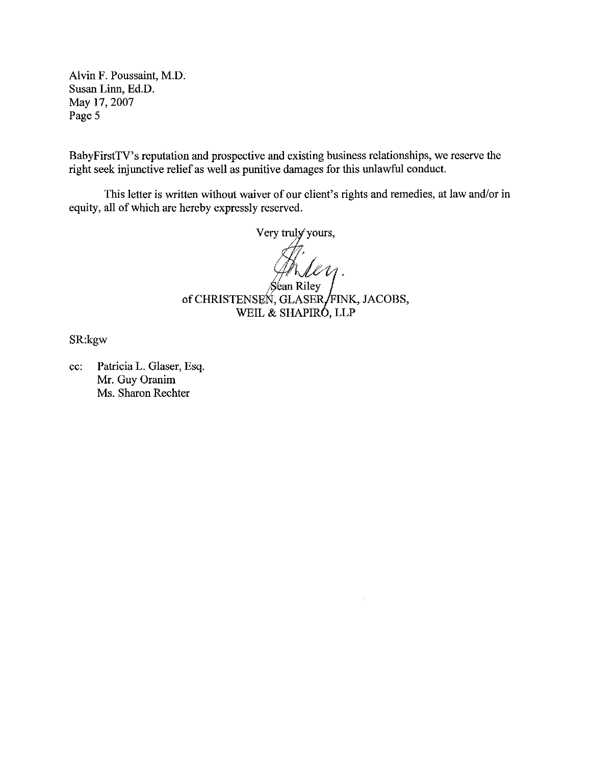BabyFirstTV's reputation and prospective and existing business relationships, we reserve the right seek injunctive relief as well as punitive damages for this unlawful conduct.

This letter is written without waiver of our client's rights and remedies, at law and/or in equity, all of which are hereby expressly reserved.

Very truly yours,

Sean Riley
of CHRISTENSEN, GLASER, FINK, JACOBS, WEIL & SHAPIRO, LLP

SR:kgw

cc: Patricia L. Glaser, Esq.
Mr. Guy Oranim
Ms. Sharon Rechter